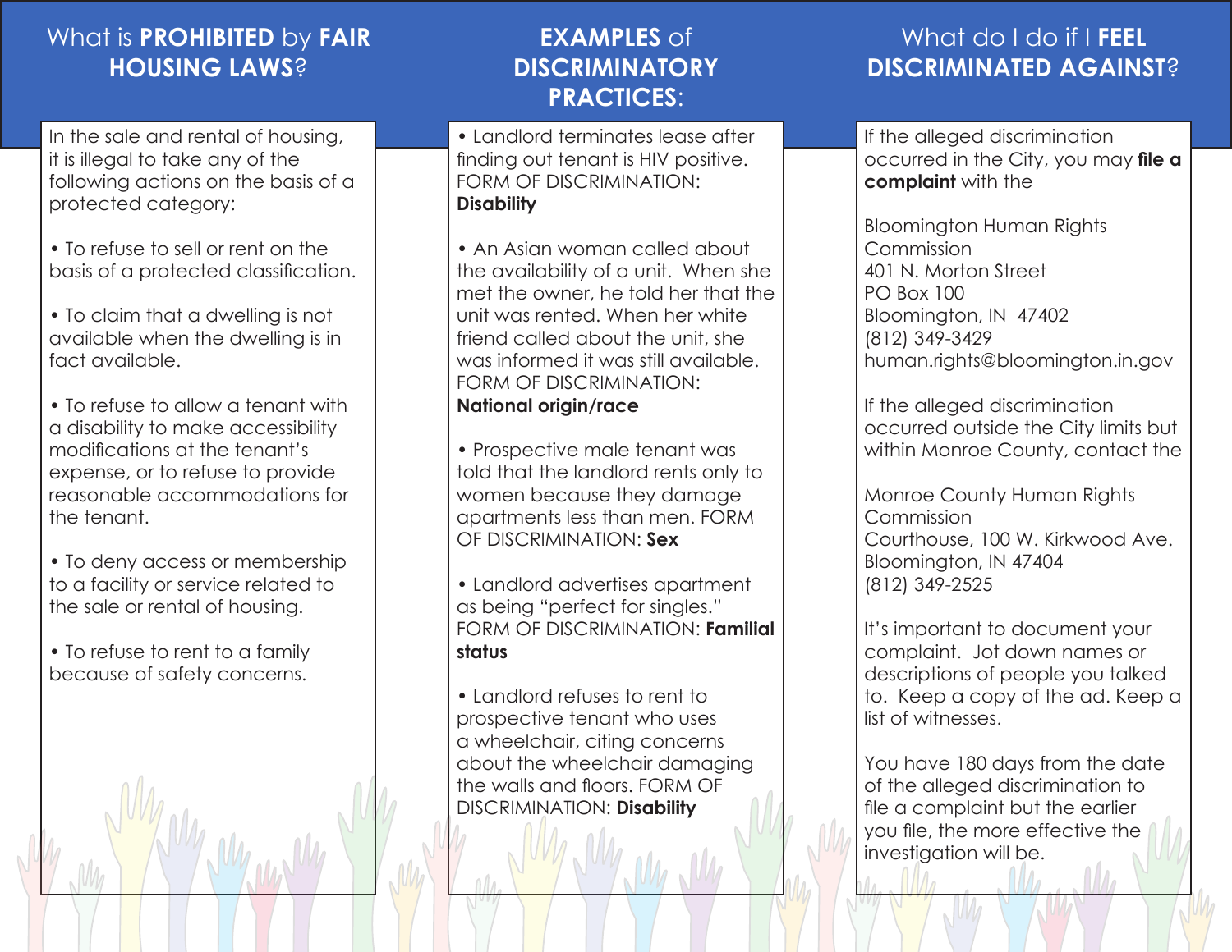## What is **PROHIBITED** by **FAIR HOUSING LAWS**?

In the sale and rental of housing, it is illegal to take any of the following actions on the basis of a protected category:

- To refuse to sell or rent on the basis of a protected classification.
- To claim that a dwelling is not available when the dwelling is in fact available.
- To refuse to allow a tenant with a disability to make accessibility modifications at the tenant's expense, or to refuse to provide reasonable accommodations for the tenant.
- To deny access or membership to a facility or service related to the sale or rental of housing.
- To refuse to rent to a family because of safety concerns.

## **EXAMPLES** of **DISCRIMINATORY PRACTICES**:

- Landlord terminates lease after finding out tenant is HIV positive. FORM OF DISCRIMINATION: **Disability**
- An Asian woman called about the availability of a unit. When she met the owner, he told her that the unit was rented. When her white friend called about the unit, she was informed it was still available. FORM OF DISCRIMINATION: **National origin/race**
- Prospective male tenant was told that the landlord rents only to women because they damage apartments less than men. FORM OF DISCRIMINATION: **Sex**
- Landlord advertises apartment as being "perfect for singles." FORM OF DISCRIMINATION: **Familial status**
- Landlord refuses to rent to prospective tenant who uses a wheelchair, citing concerns about the wheelchair damaging the walls and floors. FORM OF DISCRIMINATION: **Disability**

## What do I do if I **FEEL DISCRIMINATED AGAINST**?

If the alleged discrimination occurred in the City, you may **file a complaint** with the

Bloomington Human Rights Commission
401 N. Morton Street
PO Box 100
Bloomington, IN 47402
(812) 349-3429
human.rights@bloomington.in.gov

If the alleged discrimination occurred outside the City limits but within Monroe County, contact the

Monroe County Human Rights Commission
Courthouse, 100 W. Kirkwood Ave.
Bloomington, IN 47404
(812) 349-2525

It's important to document your complaint. Jot down names or descriptions of people you talked to. Keep a copy of the ad. Keep a list of witnesses.

You have 180 days from the date of the alleged discrimination to file a complaint but the earlier you file, the more effective the investigation will be.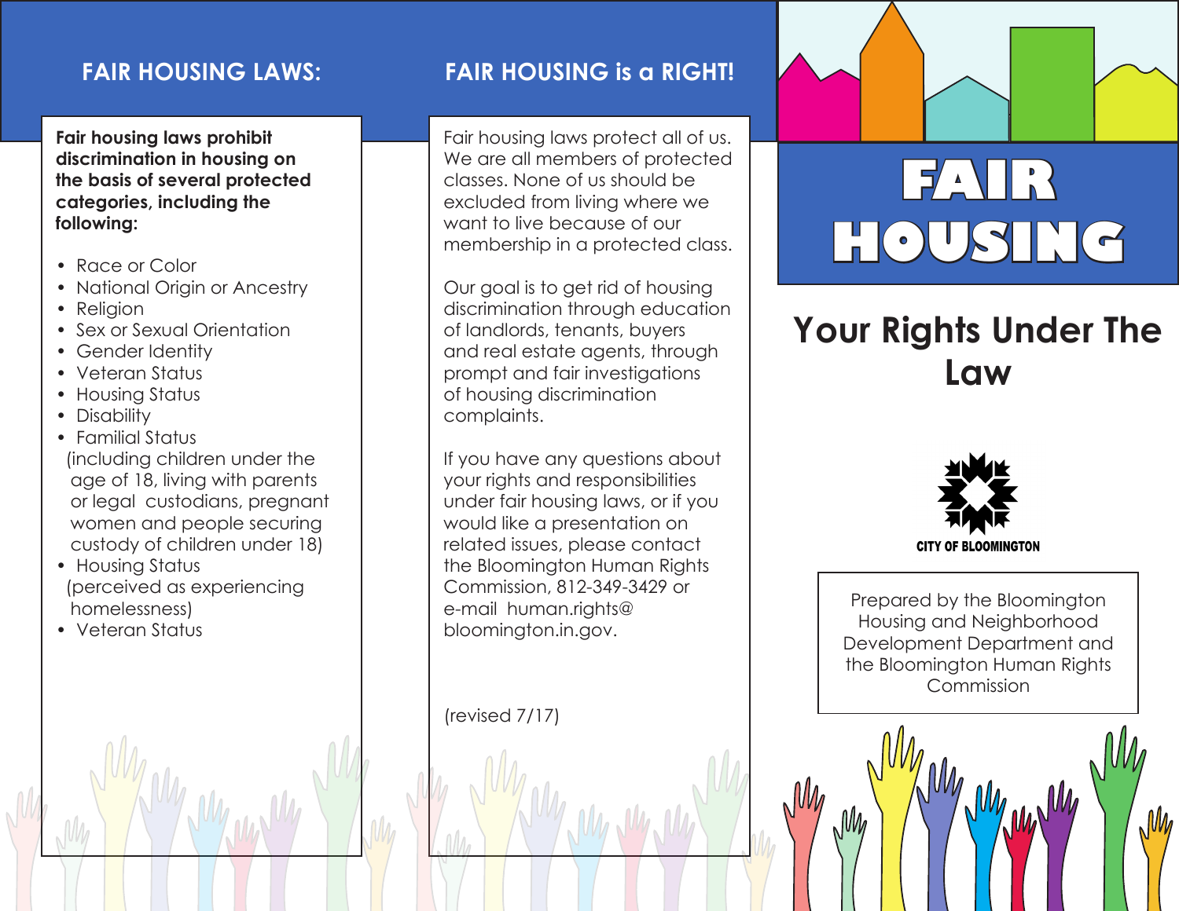## FAIR HOUSING LAWS:

**Fair housing laws prohibit discrimination in housing on the basis of several protected categories, including the following:**

- Race or Color
- National Origin or Ancestry
- Religion
- Sex or Sexual Orientation
- Gender Identity
- Veteran Status
- Housing Status
- Disability
- Familial Status (including children under the age of 18, living with parents or legal custodians, pregnant women and people securing custody of children under 18)
- Housing Status (perceived as experiencing homelessness)
- Veteran Status

## FAIR HOUSING is a RIGHT!

Fair housing laws protect all of us. We are all members of protected classes. None of us should be excluded from living where we want to live because of our membership in a protected class.

Our goal is to get rid of housing discrimination through education of landlords, tenants, buyers and real estate agents, through prompt and fair investigations of housing discrimination complaints.

If you have any questions about your rights and responsibilities under fair housing laws, or if you would like a presentation on related issues, please contact the Bloomington Human Rights Commission, 812-349-3429 or e-mail human.rights@bloomington.in.gov.

(revised 7/17)

# FAIR HOUSING

## Your Rights Under The Law

CITY OF BLOOMINGTON

Prepared by the Bloomington Housing and Neighborhood Development Department and the Bloomington Human Rights Commission